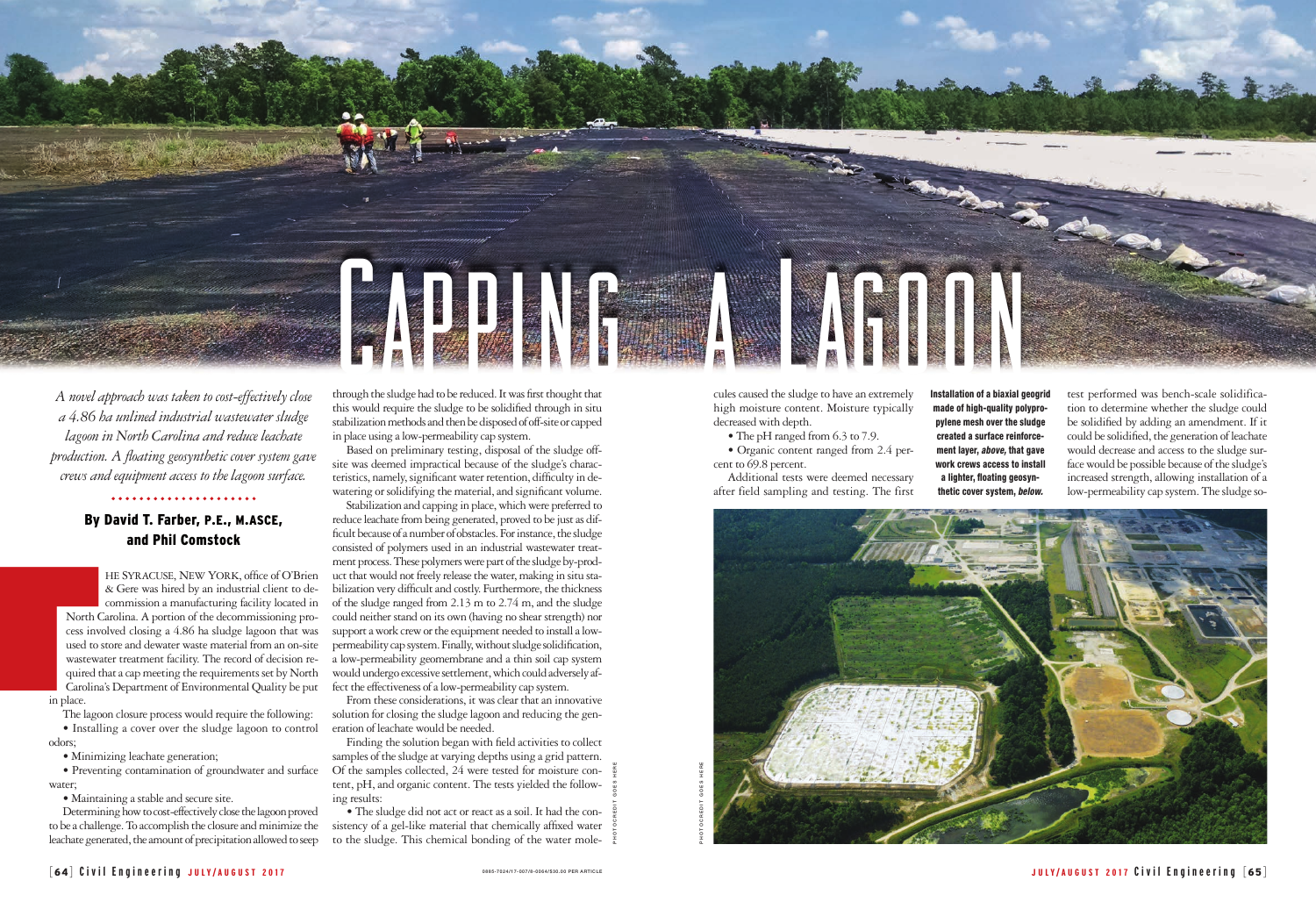# Capping a Lagoon

*A novel approach was taken to cost-effectively close a 4.86 ha unlined industrial wastewater sludge lagoon in North Carolina and reduce leachate production. A floating geosynthetic cover system gave crews and equipment access to the lagoon surface.*

**By David T. Farber, P.E., M.ASCE, and Phil Comstock**

THE SYRACUSE, NEW YORK, office of O'Brien & Gere was hired by an industrial client to decommission a manufacturing facility located in North Carolina. A portion of the decommissioning process involved closing a 4.86 ha sludge lagoon that was used to store and dewater waste material from an on-site wastewater treatment facility. The record of decision required that a cap meeting the requirements set by North Carolina's Department of Environmental Quality be put in place.

The lagoon closure process would require the following:

- Installing a cover over the sludge lagoon to control odors;
- Minimizing leachate generation;
- Preventing contamination of groundwater and surface water;
- Maintaining a stable and secure site.

Determining how to cost-effectively close the lagoon proved to be a challenge. To accomplish the closure and minimize the leachate generated, the amount of precipitation allowed to seep through the sludge had to be reduced. It was first thought that this would require the sludge to be solidified through in situ stabilization methods and then be disposed of off-site or capped in place using a low-permeability cap system.

Based on preliminary testing, disposal of the sludge off-site was deemed impractical because of the sludge's characteristics, namely, significant water retention, difficulty in dewatering or solidifying the material, and significant volume.

Stabilization and capping in place, which were preferred to reduce leachate from being generated, proved to be just as difficult because of a number of obstacles. For instance, the sludge consisted of polymers used in an industrial wastewater treatment process. These polymers were part of the sludge by-product that would not freely release the water, making in situ stabilization very difficult and costly. Furthermore, the thickness of the sludge ranged from 2.13 m to 2.74 m, and the sludge could neither stand on its own (having no shear strength) nor support a work crew or the equipment needed to install a low-permeability cap system. Finally, without sludge solidification, a low-permeability geomembrane and a thin soil cap system would undergo excessive settlement, which could adversely affect the effectiveness of a low-permeability cap system.

From these considerations, it was clear that an innovative solution for closing the sludge lagoon and reducing the generation of leachate would be needed.

Finding the solution began with field activities to collect samples of the sludge at varying depths using a grid pattern. Of the samples collected, 24 were tested for moisture content, pH, and organic content. The tests yielded the following results:

- The sludge did not act or react as a soil. It had the consistency of a gel-like material that chemically affixed water to the sludge. This chemical bonding of the water molecules caused the sludge to have an extremely high moisture content. Moisture typically decreased with depth.
- The pH ranged from 6.3 to 7.9.
- Organic content ranged from 2.4 percent to 69.8 percent.

Additional tests were deemed necessary after field sampling and testing. The first test performed was bench-scale solidification to determine whether the sludge could be solidified by adding an amendment. If it could be solidified, the generation of leachate would decrease and access to the sludge surface would be possible because of the sludge's increased strength, allowing installation of a low-permeability cap system. The sludge so-

**Installation of a biaxial geogrid made of high-quality polypropylene mesh over the sludge created a surface reinforcement layer, *above,* that gave work crews access to install a lighter, floating geosynthetic cover system, *below.***